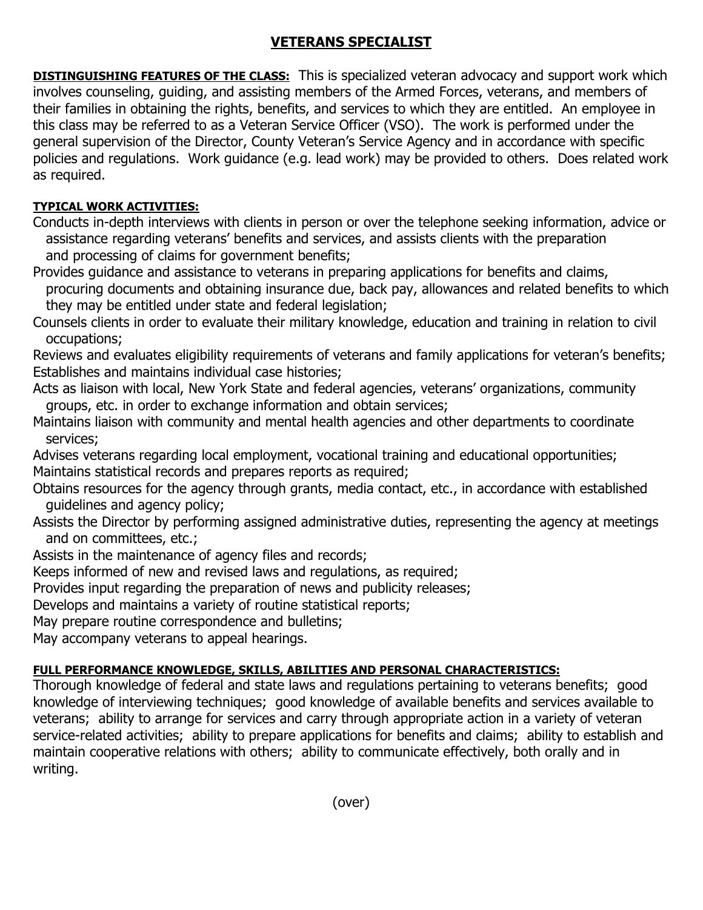# VETERANS SPECIALIST

**DISTINGUISHING FEATURES OF THE CLASS:** This is specialized veteran advocacy and support work which involves counseling, guiding, and assisting members of the Armed Forces, veterans, and members of their families in obtaining the rights, benefits, and services to which they are entitled. An employee in this class may be referred to as a Veteran Service Officer (VSO). The work is performed under the general supervision of the Director, County Veteran's Service Agency and in accordance with specific policies and regulations. Work guidance (e.g. lead work) may be provided to others. Does related work as required.

**TYPICAL WORK ACTIVITIES:**

Conducts in-depth interviews with clients in person or over the telephone seeking information, advice or assistance regarding veterans' benefits and services, and assists clients with the preparation and processing of claims for government benefits;

Provides guidance and assistance to veterans in preparing applications for benefits and claims, procuring documents and obtaining insurance due, back pay, allowances and related benefits to which they may be entitled under state and federal legislation;

Counsels clients in order to evaluate their military knowledge, education and training in relation to civil occupations;

Reviews and evaluates eligibility requirements of veterans and family applications for veteran's benefits;

Establishes and maintains individual case histories;

Acts as liaison with local, New York State and federal agencies, veterans' organizations, community groups, etc. in order to exchange information and obtain services;

Maintains liaison with community and mental health agencies and other departments to coordinate services;

Advises veterans regarding local employment, vocational training and educational opportunities;

Maintains statistical records and prepares reports as required;

Obtains resources for the agency through grants, media contact, etc., in accordance with established guidelines and agency policy;

Assists the Director by performing assigned administrative duties, representing the agency at meetings and on committees, etc.;

Assists in the maintenance of agency files and records;

Keeps informed of new and revised laws and regulations, as required;

Provides input regarding the preparation of news and publicity releases;

Develops and maintains a variety of routine statistical reports;

May prepare routine correspondence and bulletins;

May accompany veterans to appeal hearings.

**FULL PERFORMANCE KNOWLEDGE, SKILLS, ABILITIES AND PERSONAL CHARACTERISTICS:**

Thorough knowledge of federal and state laws and regulations pertaining to veterans benefits; good knowledge of interviewing techniques; good knowledge of available benefits and services available to veterans; ability to arrange for services and carry through appropriate action in a variety of veteran service-related activities; ability to prepare applications for benefits and claims; ability to establish and maintain cooperative relations with others; ability to communicate effectively, both orally and in writing.

(over)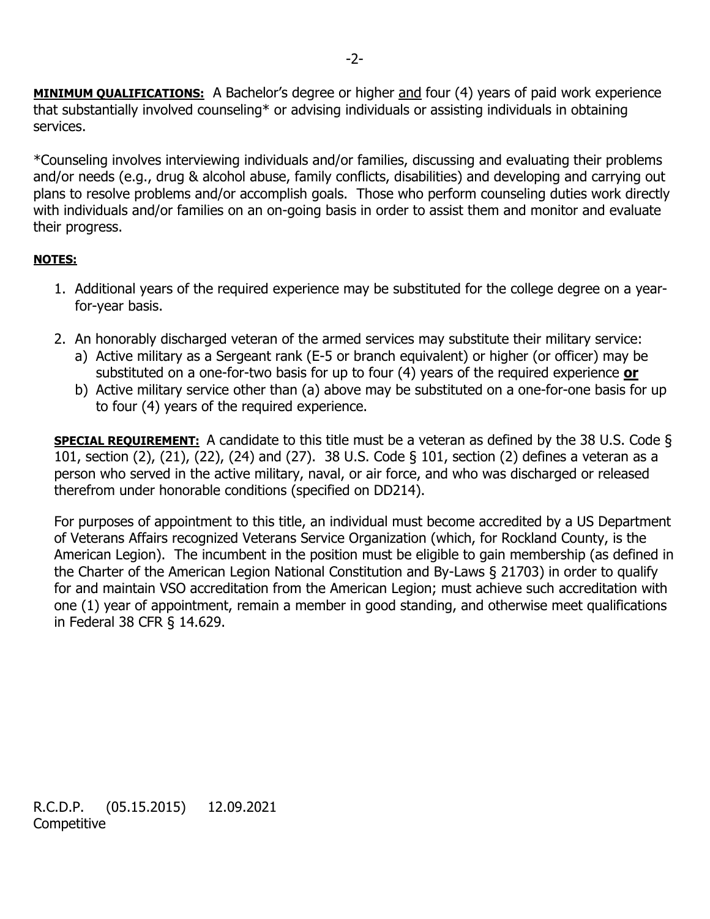**MINIMUM QUALIFICATIONS:** A Bachelor's degree or higher and four (4) years of paid work experience that substantially involved counseling* or advising individuals or assisting individuals in obtaining services.

*Counseling involves interviewing individuals and/or families, discussing and evaluating their problems and/or needs (e.g., drug & alcohol abuse, family conflicts, disabilities) and developing and carrying out plans to resolve problems and/or accomplish goals. Those who perform counseling duties work directly with individuals and/or families on an on-going basis in order to assist them and monitor and evaluate their progress.

**NOTES:**

1. Additional years of the required experience may be substituted for the college degree on a year-for-year basis.
2. An honorably discharged veteran of the armed services may substitute their military service:
   a) Active military as a Sergeant rank (E-5 or branch equivalent) or higher (or officer) may be substituted on a one-for-two basis for up to four (4) years of the required experience **or**
   b) Active military service other than (a) above may be substituted on a one-for-one basis for up to four (4) years of the required experience.

**SPECIAL REQUIREMENT:** A candidate to this title must be a veteran as defined by the 38 U.S. Code § 101, section (2), (21), (22), (24) and (27). 38 U.S. Code § 101, section (2) defines a veteran as a person who served in the active military, naval, or air force, and who was discharged or released therefrom under honorable conditions (specified on DD214).

For purposes of appointment to this title, an individual must become accredited by a US Department of Veterans Affairs recognized Veterans Service Organization (which, for Rockland County, is the American Legion). The incumbent in the position must be eligible to gain membership (as defined in the Charter of the American Legion National Constitution and By-Laws § 21703) in order to qualify for and maintain VSO accreditation from the American Legion; must achieve such accreditation with one (1) year of appointment, remain a member in good standing, and otherwise meet qualifications in Federal 38 CFR § 14.629.

R.C.D.P. (05.15.2015) 12.09.2021
Competitive